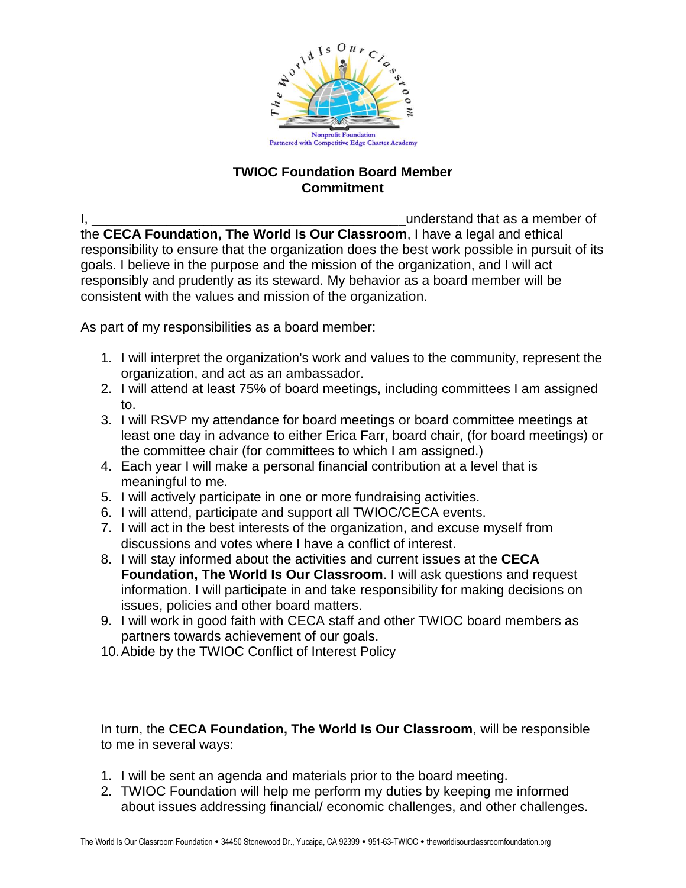## TWIOC Foundation Board Member Commitment

I, ___________________________________________understand that as a member of the **CECA Foundation, The World Is Our Classroom**, I have a legal and ethical responsibility to ensure that the organization does the best work possible in pursuit of its goals. I believe in the purpose and the mission of the organization, and I will act responsibly and prudently as its steward. My behavior as a board member will be consistent with the values and mission of the organization.

As part of my responsibilities as a board member:

1. I will interpret the organization's work and values to the community, represent the organization, and act as an ambassador.
2. I will attend at least 75% of board meetings, including committees I am assigned to.
3. I will RSVP my attendance for board meetings or board committee meetings at least one day in advance to either Erica Farr, board chair, (for board meetings) or the committee chair (for committees to which I am assigned.)
4. Each year I will make a personal financial contribution at a level that is meaningful to me.
5. I will actively participate in one or more fundraising activities.
6. I will attend, participate and support all TWIOC/CECA events.
7. I will act in the best interests of the organization, and excuse myself from discussions and votes where I have a conflict of interest.
8. I will stay informed about the activities and current issues at the **CECA Foundation, The World Is Our Classroom**. I will ask questions and request information. I will participate in and take responsibility for making decisions on issues, policies and other board matters.
9. I will work in good faith with CECA staff and other TWIOC board members as partners towards achievement of our goals.
10. Abide by the TWIOC Conflict of Interest Policy

In turn, the **CECA Foundation, The World Is Our Classroom**, will be responsible to me in several ways:

1. I will be sent an agenda and materials prior to the board meeting.
2. TWIOC Foundation will help me perform my duties by keeping me informed about issues addressing financial/ economic challenges, and other challenges.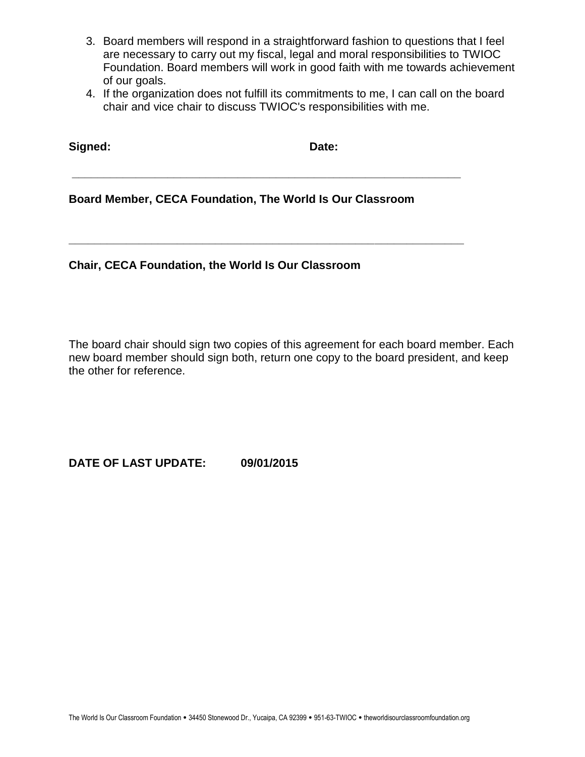3. Board members will respond in a straightforward fashion to questions that I feel are necessary to carry out my fiscal, legal and moral responsibilities to TWIOC Foundation. Board members will work in good faith with me towards achievement of our goals.
4. If the organization does not fulfill its commitments to me, I can call on the board chair and vice chair to discuss TWIOC's responsibilities with me.

**Signed:** **Date:**

\_\_\_\_\_\_\_\_\_\_\_\_\_\_\_\_\_\_\_\_\_\_\_\_\_\_\_\_\_\_\_\_\_\_\_\_\_\_\_\_\_\_\_\_\_\_\_\_\_\_\_\_\_\_\_\_\_\_\_\_\_\_\_\_

**Board Member, CECA Foundation, The World Is Our Classroom**

\_\_\_\_\_\_\_\_\_\_\_\_\_\_\_\_\_\_\_\_\_\_\_\_\_\_\_\_\_\_\_\_\_\_\_\_\_\_\_\_\_\_\_\_\_\_\_\_\_\_\_\_\_\_\_\_\_\_\_\_\_\_\_\_

**Chair, CECA Foundation, the World Is Our Classroom**

The board chair should sign two copies of this agreement for each board member. Each new board member should sign both, return one copy to the board president, and keep the other for reference.

**DATE OF LAST UPDATE: 09/01/2015**